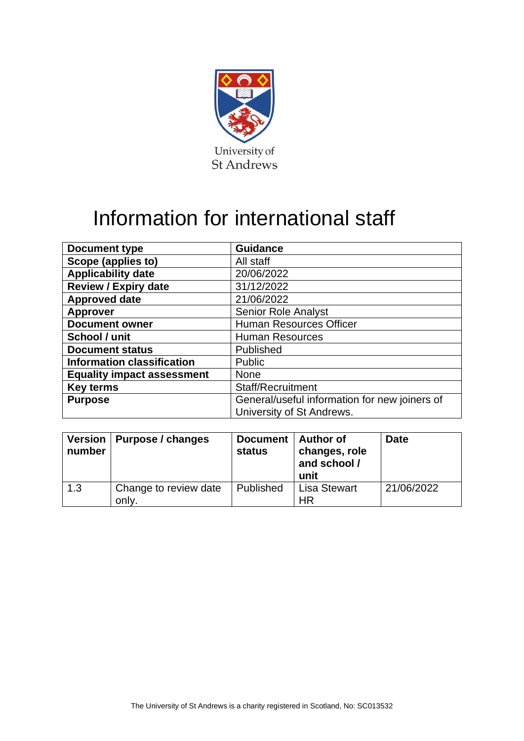University of
St Andrews

# Information for international staff

| Document type | Guidance |
|---|---|
| Scope (applies to) | All staff |
| Applicability date | 20/06/2022 |
| Review / Expiry date | 31/12/2022 |
| Approved date | 21/06/2022 |
| Approver | Senior Role Analyst |
| Document owner | Human Resources Officer |
| School / unit | Human Resources |
| Document status | Published |
| Information classification | Public |
| Equality impact assessment | None |
| Key terms | Staff/Recruitment |
| Purpose | General/useful information for new joiners of University of St Andrews. |

| Version number | Purpose / changes | Document status | Author of changes, role and school / unit | Date |
|---|---|---|---|---|
| 1.3 | Change to review date only. | Published | Lisa Stewart HR | 21/06/2022 |

The University of St Andrews is a charity registered in Scotland, No: SC013532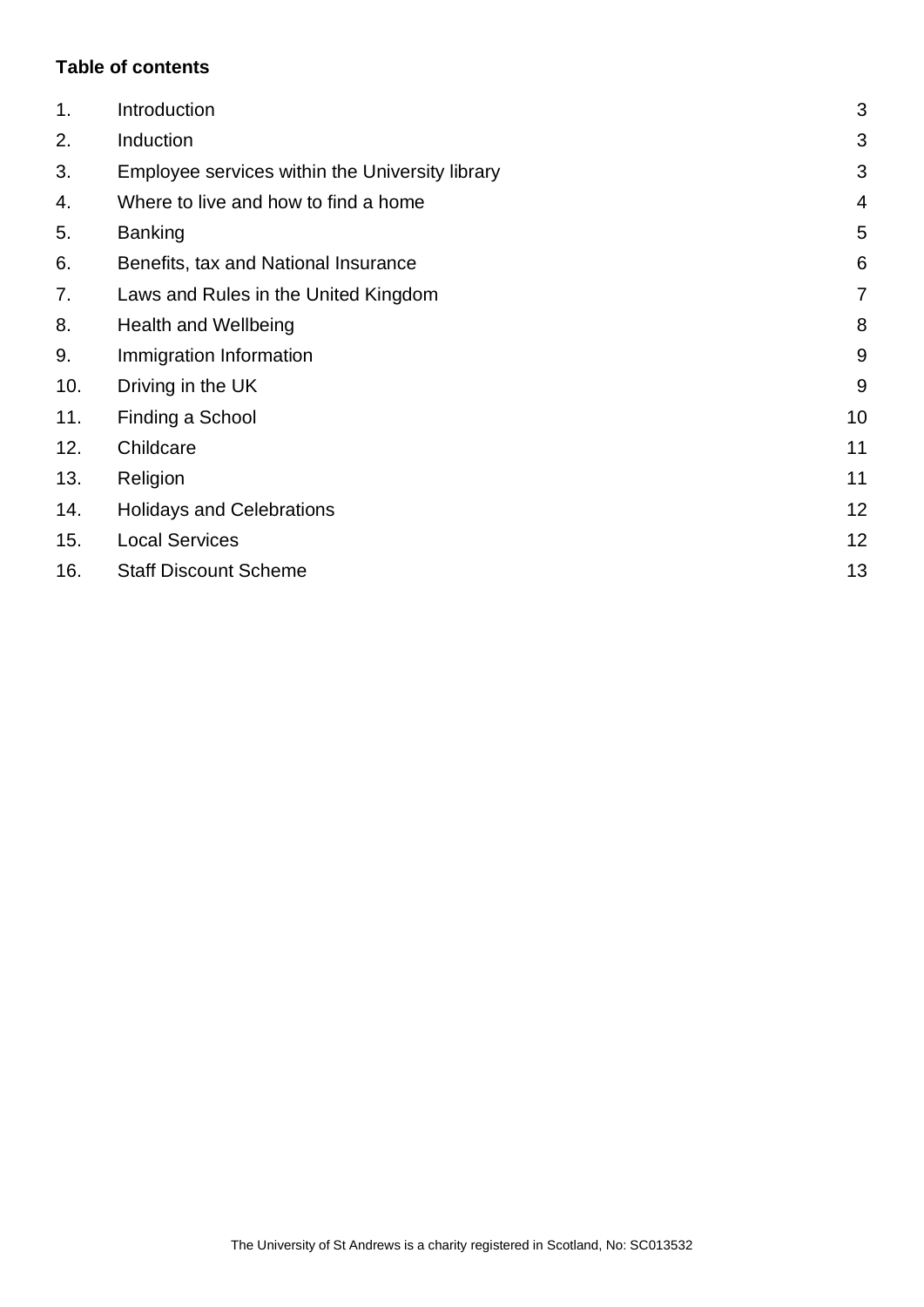**Table of contents**

| | | |
|---|---|---|
| 1. | Introduction | 3 |
| 2. | Induction | 3 |
| 3. | Employee services within the University library | 3 |
| 4. | Where to live and how to find a home | 4 |
| 5. | Banking | 5 |
| 6. | Benefits, tax and National Insurance | 6 |
| 7. | Laws and Rules in the United Kingdom | 7 |
| 8. | Health and Wellbeing | 8 |
| 9. | Immigration Information | 9 |
| 10. | Driving in the UK | 9 |
| 11. | Finding a School | 10 |
| 12. | Childcare | 11 |
| 13. | Religion | 11 |
| 14. | Holidays and Celebrations | 12 |
| 15. | Local Services | 12 |
| 16. | Staff Discount Scheme | 13 |

The University of St Andrews is a charity registered in Scotland, No: SC013532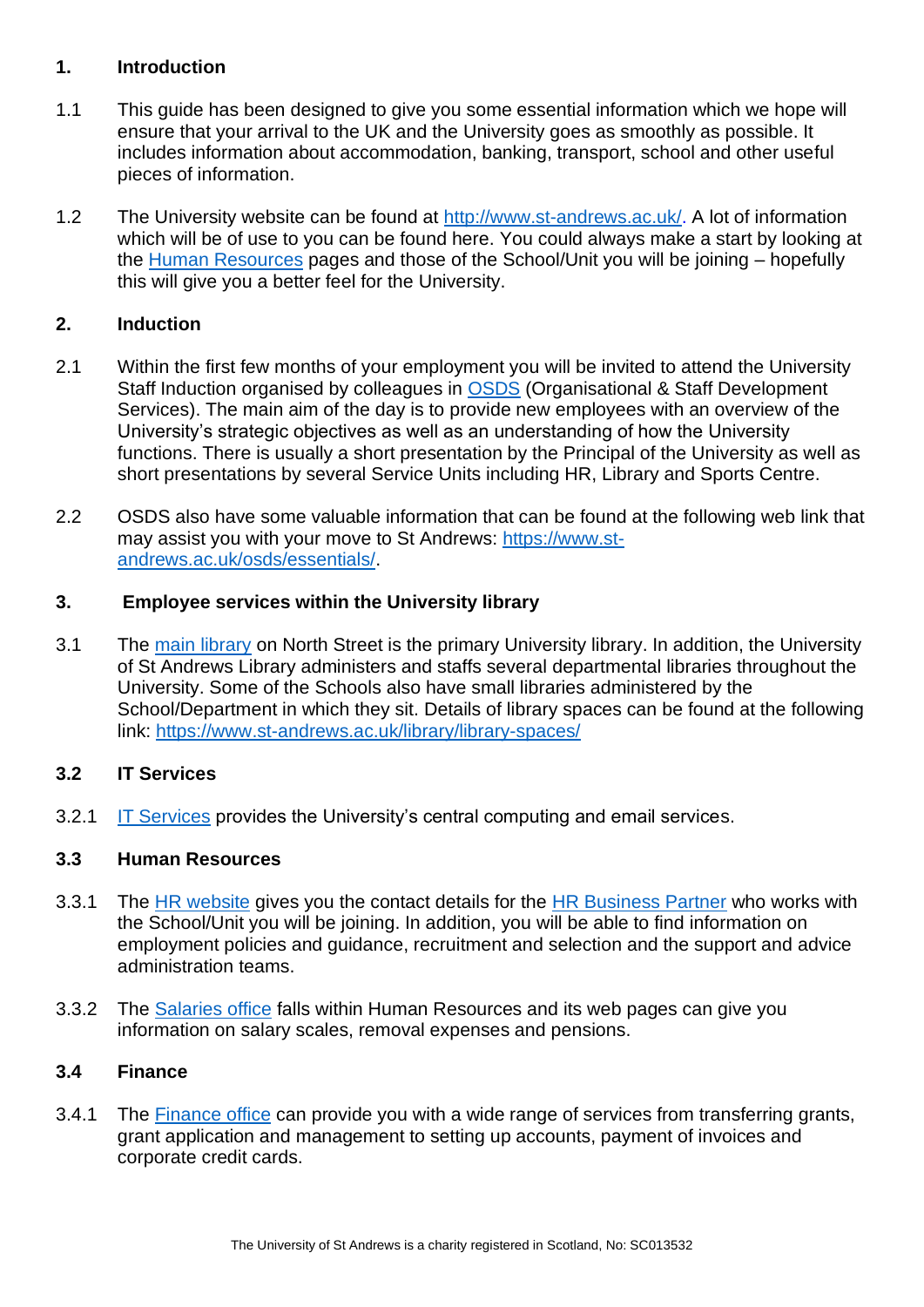## 1. Introduction

1.1 This guide has been designed to give you some essential information which we hope will ensure that your arrival to the UK and the University goes as smoothly as possible. It includes information about accommodation, banking, transport, school and other useful pieces of information.

1.2 The University website can be found at [http://www.st-andrews.ac.uk/](http://www.st-andrews.ac.uk/). A lot of information which will be of use to you can be found here. You could always make a start by looking at the Human Resources pages and those of the School/Unit you will be joining – hopefully this will give you a better feel for the University.

## 2. Induction

2.1 Within the first few months of your employment you will be invited to attend the University Staff Induction organised by colleagues in OSDS (Organisational & Staff Development Services). The main aim of the day is to provide new employees with an overview of the University's strategic objectives as well as an understanding of how the University functions. There is usually a short presentation by the Principal of the University as well as short presentations by several Service Units including HR, Library and Sports Centre.

2.2 OSDS also have some valuable information that can be found at the following web link that may assist you with your move to St Andrews: [https://www.st-andrews.ac.uk/osds/essentials/](https://www.st-andrews.ac.uk/osds/essentials/).

## 3. Employee services within the University library

3.1 The main library on North Street is the primary University library. In addition, the University of St Andrews Library administers and staffs several departmental libraries throughout the University. Some of the Schools also have small libraries administered by the School/Department in which they sit. Details of library spaces can be found at the following link: [https://www.st-andrews.ac.uk/library/library-spaces/](https://www.st-andrews.ac.uk/library/library-spaces/)

### 3.2 IT Services

3.2.1 IT Services provides the University's central computing and email services.

### 3.3 Human Resources

3.3.1 The HR website gives you the contact details for the HR Business Partner who works with the School/Unit you will be joining. In addition, you will be able to find information on employment policies and guidance, recruitment and selection and the support and advice administration teams.

3.3.2 The Salaries office falls within Human Resources and its web pages can give you information on salary scales, removal expenses and pensions.

### 3.4 Finance

3.4.1 The Finance office can provide you with a wide range of services from transferring grants, grant application and management to setting up accounts, payment of invoices and corporate credit cards.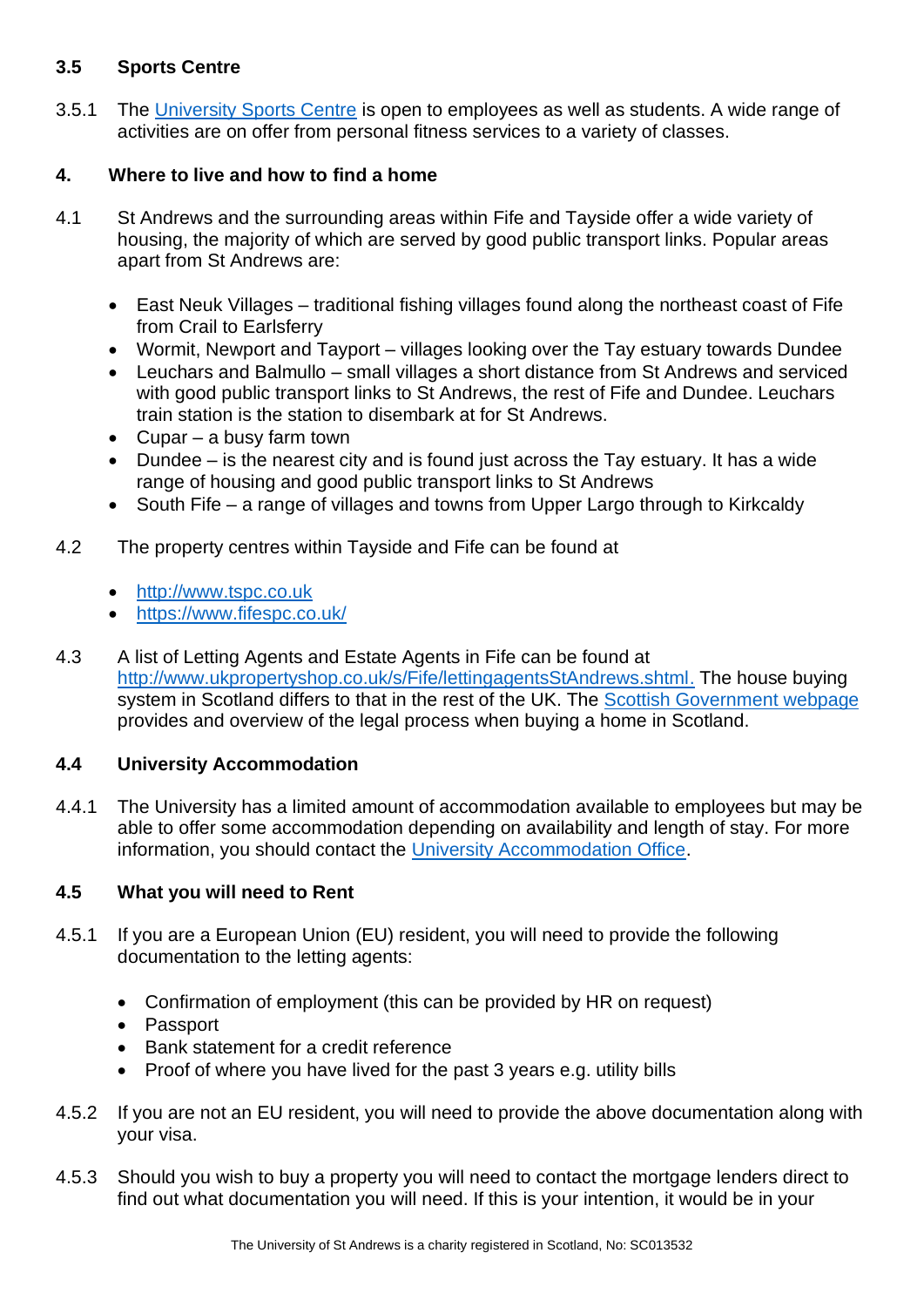### 3.5 Sports Centre

3.5.1 The [University Sports Centre] is open to employees as well as students. A wide range of activities are on offer from personal fitness services to a variety of classes.

## 4. Where to live and how to find a home

4.1 St Andrews and the surrounding areas within Fife and Tayside offer a wide variety of housing, the majority of which are served by good public transport links. Popular areas apart from St Andrews are:

- East Neuk Villages – traditional fishing villages found along the northeast coast of Fife from Crail to Earlsferry
- Wormit, Newport and Tayport – villages looking over the Tay estuary towards Dundee
- Leuchars and Balmullo – small villages a short distance from St Andrews and serviced with good public transport links to St Andrews, the rest of Fife and Dundee. Leuchars train station is the station to disembark at for St Andrews.
- Cupar – a busy farm town
- Dundee – is the nearest city and is found just across the Tay estuary. It has a wide range of housing and good public transport links to St Andrews
- South Fife – a range of villages and towns from Upper Largo through to Kirkcaldy

4.2 The property centres within Tayside and Fife can be found at

- http://www.tspc.co.uk
- https://www.fifespc.co.uk/

4.3 A list of Letting Agents and Estate Agents in Fife can be found at http://www.ukpropertyshop.co.uk/s/Fife/lettingagentsStAndrews.shtml. The house buying system in Scotland differs to that in the rest of the UK. The Scottish Government webpage provides and overview of the legal process when buying a home in Scotland.

### 4.4 University Accommodation

4.4.1 The University has a limited amount of accommodation available to employees but may be able to offer some accommodation depending on availability and length of stay. For more information, you should contact the University Accommodation Office.

### 4.5 What you will need to Rent

4.5.1 If you are a European Union (EU) resident, you will need to provide the following documentation to the letting agents:

- Confirmation of employment (this can be provided by HR on request)
- Passport
- Bank statement for a credit reference
- Proof of where you have lived for the past 3 years e.g. utility bills

4.5.2 If you are not an EU resident, you will need to provide the above documentation along with your visa.

4.5.3 Should you wish to buy a property you will need to contact the mortgage lenders direct to find out what documentation you will need. If this is your intention, it would be in your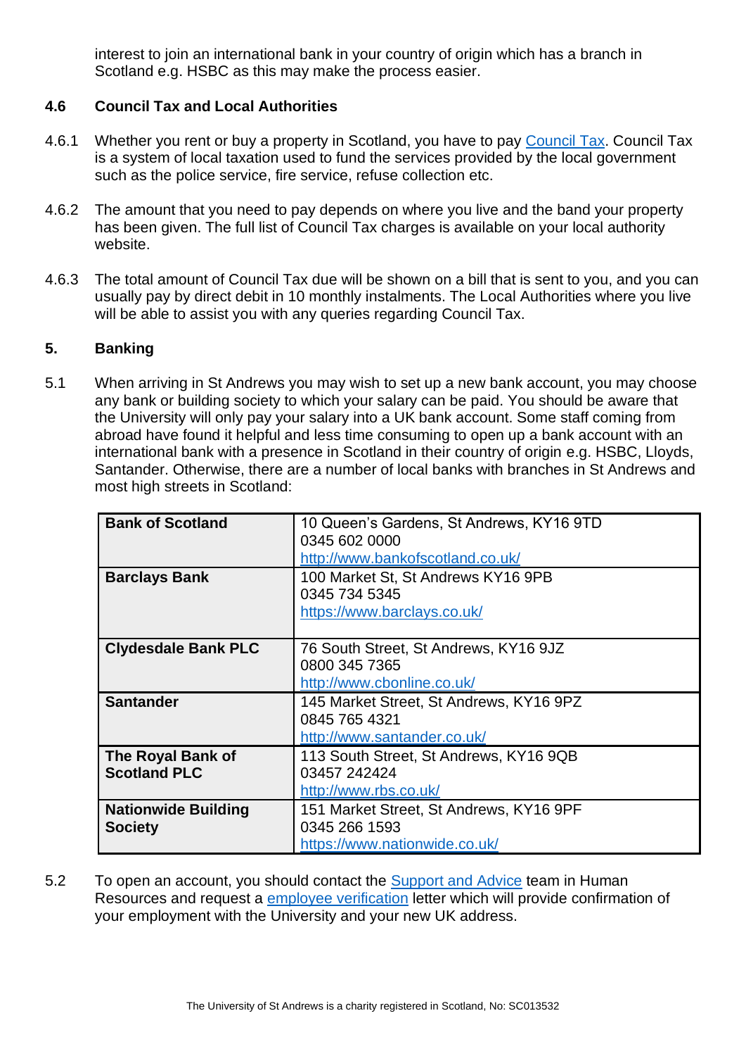interest to join an international bank in your country of origin which has a branch in Scotland e.g. HSBC as this may make the process easier.

### 4.6 Council Tax and Local Authorities

4.6.1 Whether you rent or buy a property in Scotland, you have to pay Council Tax. Council Tax is a system of local taxation used to fund the services provided by the local government such as the police service, fire service, refuse collection etc.

4.6.2 The amount that you need to pay depends on where you live and the band your property has been given. The full list of Council Tax charges is available on your local authority website.

4.6.3 The total amount of Council Tax due will be shown on a bill that is sent to you, and you can usually pay by direct debit in 10 monthly instalments. The Local Authorities where you live will be able to assist you with any queries regarding Council Tax.

## 5. Banking

5.1 When arriving in St Andrews you may wish to set up a new bank account, you may choose any bank or building society to which your salary can be paid. You should be aware that the University will only pay your salary into a UK bank account. Some staff coming from abroad have found it helpful and less time consuming to open up a bank account with an international bank with a presence in Scotland in their country of origin e.g. HSBC, Lloyds, Santander. Otherwise, there are a number of local banks with branches in St Andrews and most high streets in Scotland:

| Bank | Details |
|---|---|
| **Bank of Scotland** | 10 Queen's Gardens, St Andrews, KY16 9TD<br>0345 602 0000<br>http://www.bankofscotland.co.uk/ |
| **Barclays Bank** | 100 Market St, St Andrews KY16 9PB<br>0345 734 5345<br>https://www.barclays.co.uk/ |
| **Clydesdale Bank PLC** | 76 South Street, St Andrews, KY16 9JZ<br>0800 345 7365<br>http://www.cbonline.co.uk/ |
| **Santander** | 145 Market Street, St Andrews, KY16 9PZ<br>0845 765 4321<br>http://www.santander.co.uk/ |
| **The Royal Bank of Scotland PLC** | 113 South Street, St Andrews, KY16 9QB<br>03457 242424<br>http://www.rbs.co.uk/ |
| **Nationwide Building Society** | 151 Market Street, St Andrews, KY16 9PF<br>0345 266 1593<br>https://www.nationwide.co.uk/ |

5.2 To open an account, you should contact the Support and Advice team in Human Resources and request a employee verification letter which will provide confirmation of your employment with the University and your new UK address.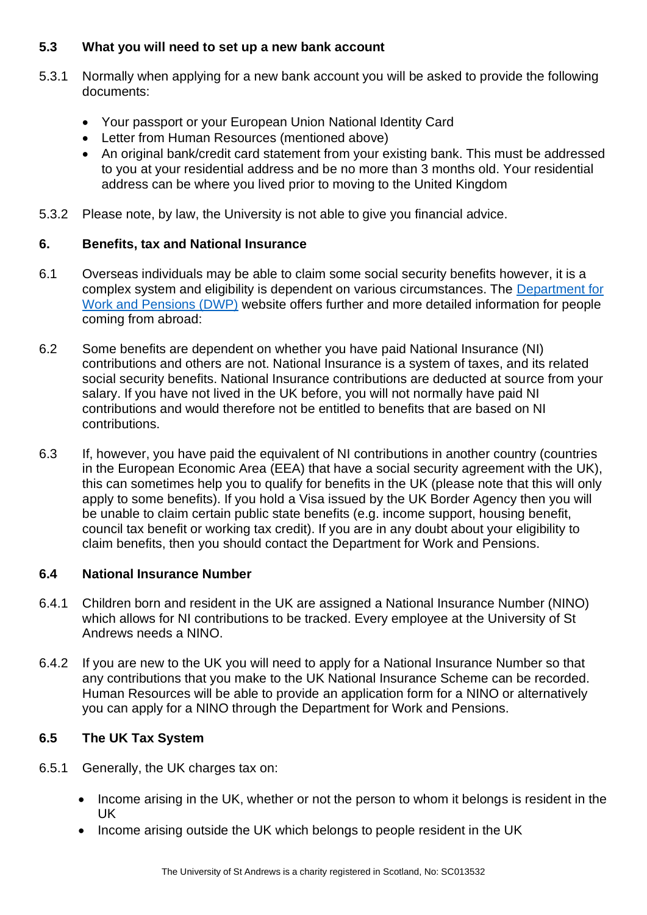### 5.3 What you will need to set up a new bank account

5.3.1 Normally when applying for a new bank account you will be asked to provide the following documents:

- Your passport or your European Union National Identity Card
- Letter from Human Resources (mentioned above)
- An original bank/credit card statement from your existing bank. This must be addressed to you at your residential address and be no more than 3 months old. Your residential address can be where you lived prior to moving to the United Kingdom

5.3.2 Please note, by law, the University is not able to give you financial advice.

## 6. Benefits, tax and National Insurance

6.1 Overseas individuals may be able to claim some social security benefits however, it is a complex system and eligibility is dependent on various circumstances. The Department for Work and Pensions (DWP) website offers further and more detailed information for people coming from abroad:

6.2 Some benefits are dependent on whether you have paid National Insurance (NI) contributions and others are not. National Insurance is a system of taxes, and its related social security benefits. National Insurance contributions are deducted at source from your salary. If you have not lived in the UK before, you will not normally have paid NI contributions and would therefore not be entitled to benefits that are based on NI contributions.

6.3 If, however, you have paid the equivalent of NI contributions in another country (countries in the European Economic Area (EEA) that have a social security agreement with the UK), this can sometimes help you to qualify for benefits in the UK (please note that this will only apply to some benefits). If you hold a Visa issued by the UK Border Agency then you will be unable to claim certain public state benefits (e.g. income support, housing benefit, council tax benefit or working tax credit). If you are in any doubt about your eligibility to claim benefits, then you should contact the Department for Work and Pensions.

### 6.4 National Insurance Number

6.4.1 Children born and resident in the UK are assigned a National Insurance Number (NINO) which allows for NI contributions to be tracked. Every employee at the University of St Andrews needs a NINO.

6.4.2 If you are new to the UK you will need to apply for a National Insurance Number so that any contributions that you make to the UK National Insurance Scheme can be recorded. Human Resources will be able to provide an application form for a NINO or alternatively you can apply for a NINO through the Department for Work and Pensions.

### 6.5 The UK Tax System

6.5.1 Generally, the UK charges tax on:

- Income arising in the UK, whether or not the person to whom it belongs is resident in the UK
- Income arising outside the UK which belongs to people resident in the UK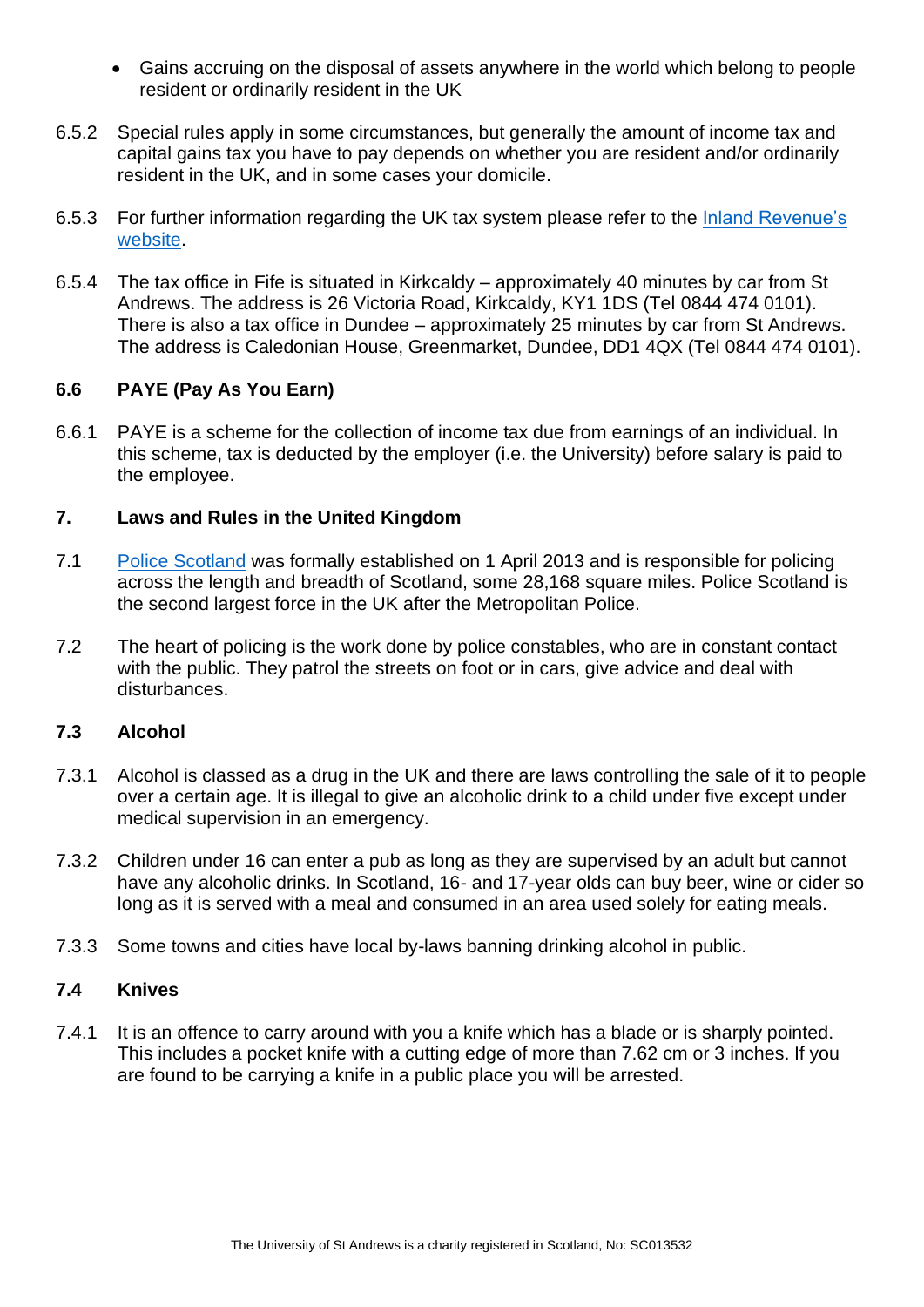- Gains accruing on the disposal of assets anywhere in the world which belong to people resident or ordinarily resident in the UK

6.5.2 Special rules apply in some circumstances, but generally the amount of income tax and capital gains tax you have to pay depends on whether you are resident and/or ordinarily resident in the UK, and in some cases your domicile.

6.5.3 For further information regarding the UK tax system please refer to the [Inland Revenue's website](#).

6.5.4 The tax office in Fife is situated in Kirkcaldy – approximately 40 minutes by car from St Andrews. The address is 26 Victoria Road, Kirkcaldy, KY1 1DS (Tel 0844 474 0101). There is also a tax office in Dundee – approximately 25 minutes by car from St Andrews. The address is Caledonian House, Greenmarket, Dundee, DD1 4QX (Tel 0844 474 0101).

### 6.6 PAYE (Pay As You Earn)

6.6.1 PAYE is a scheme for the collection of income tax due from earnings of an individual. In this scheme, tax is deducted by the employer (i.e. the University) before salary is paid to the employee.

## 7. Laws and Rules in the United Kingdom

7.1 [Police Scotland](#) was formally established on 1 April 2013 and is responsible for policing across the length and breadth of Scotland, some 28,168 square miles. Police Scotland is the second largest force in the UK after the Metropolitan Police.

7.2 The heart of policing is the work done by police constables, who are in constant contact with the public. They patrol the streets on foot or in cars, give advice and deal with disturbances.

### 7.3 Alcohol

7.3.1 Alcohol is classed as a drug in the UK and there are laws controlling the sale of it to people over a certain age. It is illegal to give an alcoholic drink to a child under five except under medical supervision in an emergency.

7.3.2 Children under 16 can enter a pub as long as they are supervised by an adult but cannot have any alcoholic drinks. In Scotland, 16- and 17-year olds can buy beer, wine or cider so long as it is served with a meal and consumed in an area used solely for eating meals.

7.3.3 Some towns and cities have local by-laws banning drinking alcohol in public.

### 7.4 Knives

7.4.1 It is an offence to carry around with you a knife which has a blade or is sharply pointed. This includes a pocket knife with a cutting edge of more than 7.62 cm or 3 inches. If you are found to be carrying a knife in a public place you will be arrested.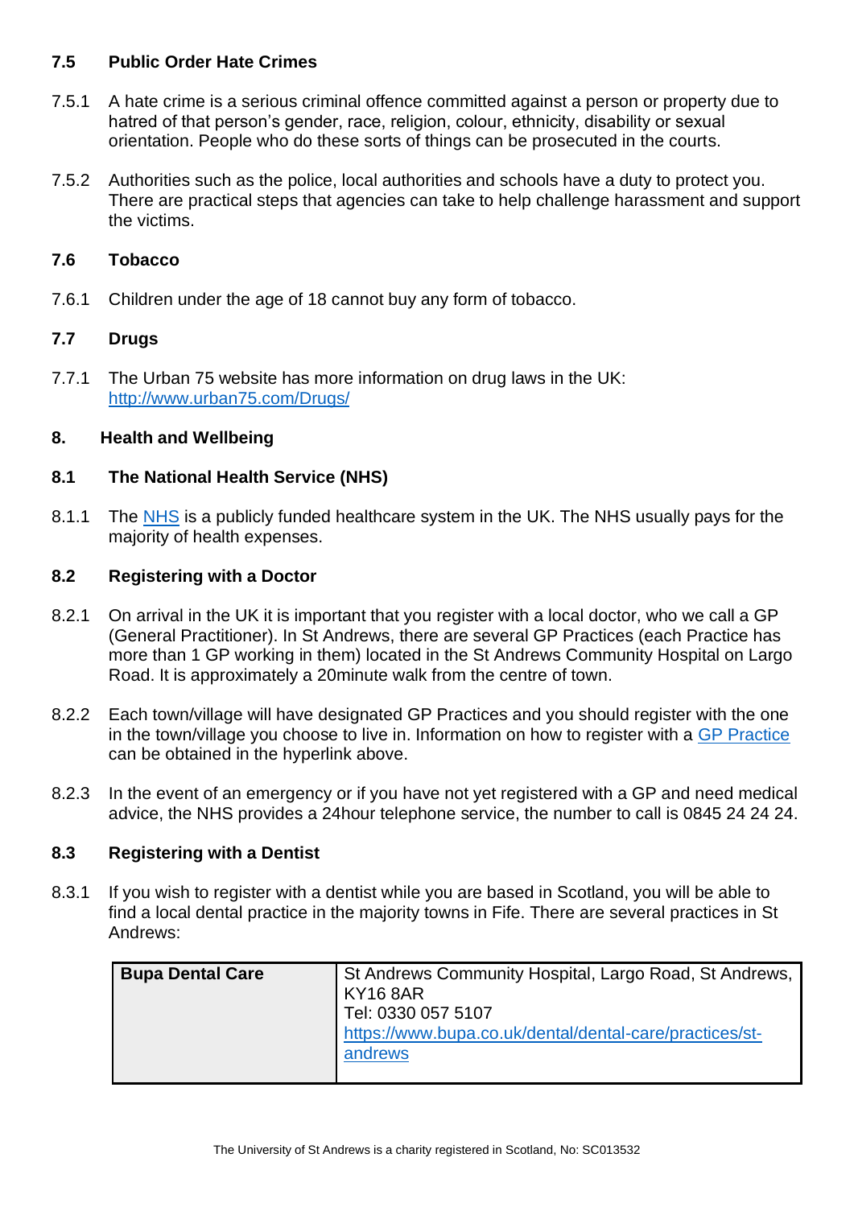### 7.5 Public Order Hate Crimes

7.5.1 A hate crime is a serious criminal offence committed against a person or property due to hatred of that person's gender, race, religion, colour, ethnicity, disability or sexual orientation. People who do these sorts of things can be prosecuted in the courts.

7.5.2 Authorities such as the police, local authorities and schools have a duty to protect you. There are practical steps that agencies can take to help challenge harassment and support the victims.

### 7.6 Tobacco

7.6.1 Children under the age of 18 cannot buy any form of tobacco.

### 7.7 Drugs

7.7.1 The Urban 75 website has more information on drug laws in the UK: [http://www.urban75.com/Drugs/](http://www.urban75.com/Drugs/)

## 8. Health and Wellbeing

### 8.1 The National Health Service (NHS)

8.1.1 The [NHS](#) is a publicly funded healthcare system in the UK. The NHS usually pays for the majority of health expenses.

### 8.2 Registering with a Doctor

8.2.1 On arrival in the UK it is important that you register with a local doctor, who we call a GP (General Practitioner). In St Andrews, there are several GP Practices (each Practice has more than 1 GP working in them) located in the St Andrews Community Hospital on Largo Road. It is approximately a 20minute walk from the centre of town.

8.2.2 Each town/village will have designated GP Practices and you should register with the one in the town/village you choose to live in. Information on how to register with a [GP Practice](#) can be obtained in the hyperlink above.

8.2.3 In the event of an emergency or if you have not yet registered with a GP and need medical advice, the NHS provides a 24hour telephone service, the number to call is 0845 24 24 24.

### 8.3 Registering with a Dentist

8.3.1 If you wish to register with a dentist while you are based in Scotland, you will be able to find a local dental practice in the majority towns in Fife. There are several practices in St Andrews:

| | |
|---|---|
| **Bupa Dental Care** | St Andrews Community Hospital, Largo Road, St Andrews, KY16 8AR<br>Tel: 0330 057 5107<br>[https://www.bupa.co.uk/dental/dental-care/practices/st-andrews](https://www.bupa.co.uk/dental/dental-care/practices/st-andrews) |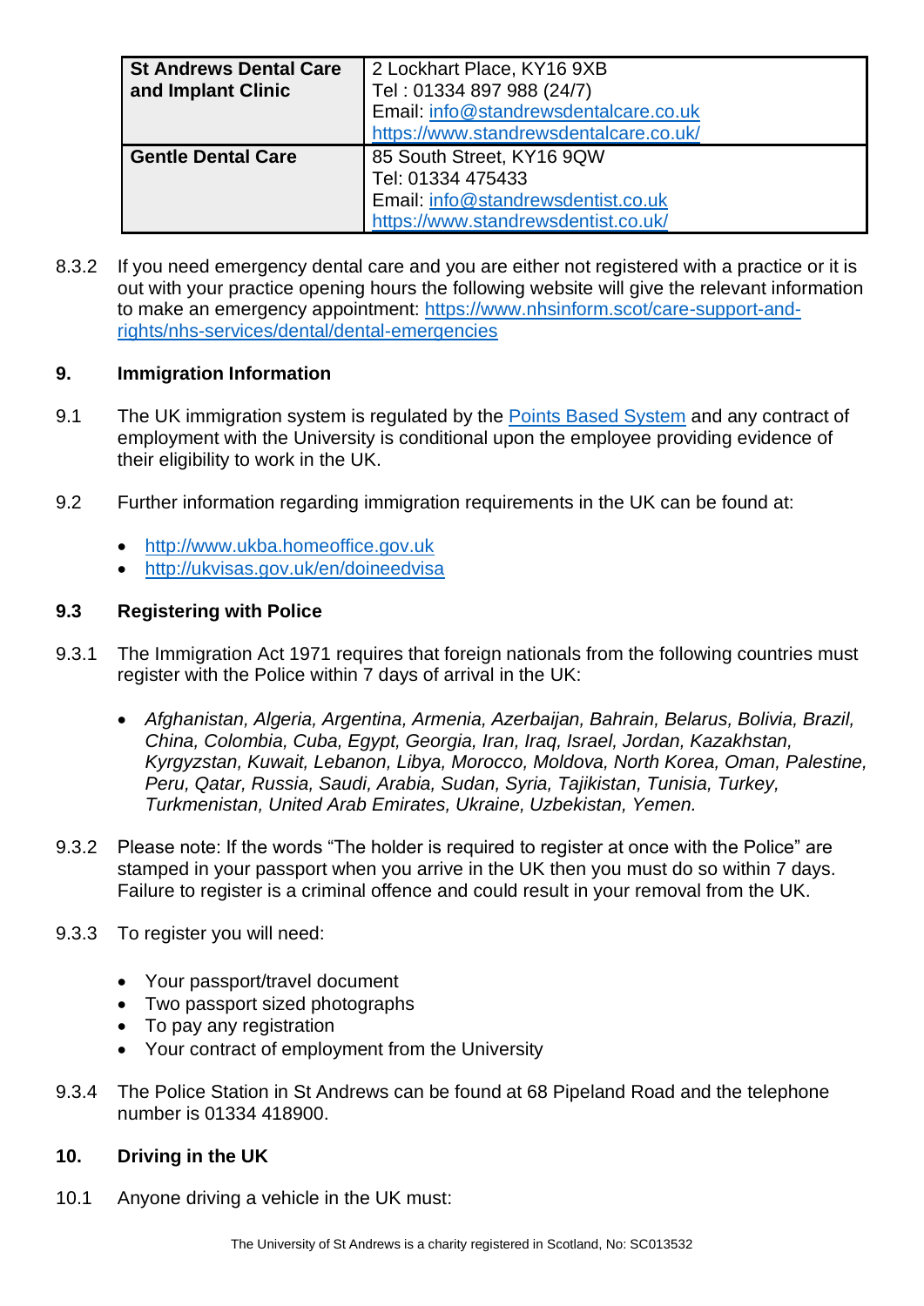| **St Andrews Dental Care and Implant Clinic** | 2 Lockhart Place, KY16 9XB<br>Tel : 01334 897 988 (24/7)<br>Email: info@standrewsdentalcare.co.uk<br>https://www.standrewsdentalcare.co.uk/ |
|---|---|
| **Gentle Dental Care** | 85 South Street, KY16 9QW<br>Tel: 01334 475433<br>Email: info@standrewsdentist.co.uk<br>https://www.standrewsdentist.co.uk/ |

8.3.2 If you need emergency dental care and you are either not registered with a practice or it is out with your practice opening hours the following website will give the relevant information to make an emergency appointment: https://www.nhsinform.scot/care-support-and-rights/nhs-services/dental/dental-emergencies

## 9. Immigration Information

9.1 The UK immigration system is regulated by the Points Based System and any contract of employment with the University is conditional upon the employee providing evidence of their eligibility to work in the UK.

9.2 Further information regarding immigration requirements in the UK can be found at:

- http://www.ukba.homeoffice.gov.uk
- http://ukvisas.gov.uk/en/doineedvisa

### 9.3 Registering with Police

9.3.1 The Immigration Act 1971 requires that foreign nationals from the following countries must register with the Police within 7 days of arrival in the UK:

- *Afghanistan, Algeria, Argentina, Armenia, Azerbaijan, Bahrain, Belarus, Bolivia, Brazil, China, Colombia, Cuba, Egypt, Georgia, Iran, Iraq, Israel, Jordan, Kazakhstan, Kyrgyzstan, Kuwait, Lebanon, Libya, Morocco, Moldova, North Korea, Oman, Palestine, Peru, Qatar, Russia, Saudi, Arabia, Sudan, Syria, Tajikistan, Tunisia, Turkey, Turkmenistan, United Arab Emirates, Ukraine, Uzbekistan, Yemen.*

9.3.2 Please note: If the words "The holder is required to register at once with the Police" are stamped in your passport when you arrive in the UK then you must do so within 7 days. Failure to register is a criminal offence and could result in your removal from the UK.

9.3.3 To register you will need:

- Your passport/travel document
- Two passport sized photographs
- To pay any registration
- Your contract of employment from the University

9.3.4 The Police Station in St Andrews can be found at 68 Pipeland Road and the telephone number is 01334 418900.

## 10. Driving in the UK

10.1 Anyone driving a vehicle in the UK must: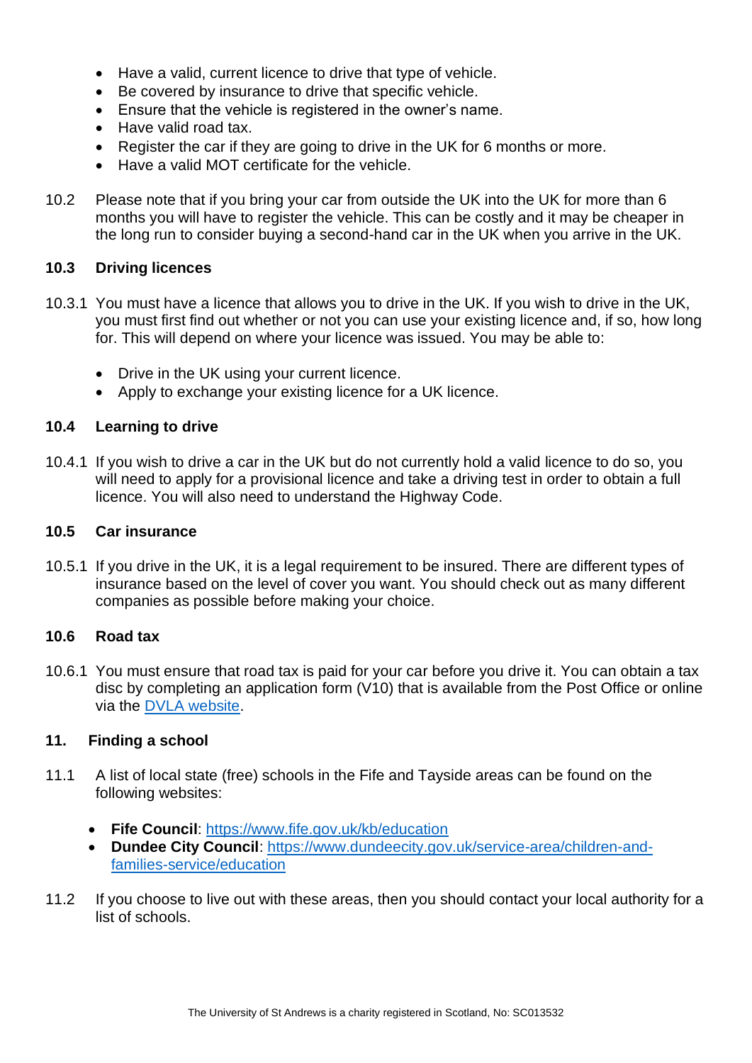- Have a valid, current licence to drive that type of vehicle.
- Be covered by insurance to drive that specific vehicle.
- Ensure that the vehicle is registered in the owner's name.
- Have valid road tax.
- Register the car if they are going to drive in the UK for 6 months or more.
- Have a valid MOT certificate for the vehicle.

10.2 Please note that if you bring your car from outside the UK into the UK for more than 6 months you will have to register the vehicle. This can be costly and it may be cheaper in the long run to consider buying a second-hand car in the UK when you arrive in the UK.

### 10.3 Driving licences

10.3.1 You must have a licence that allows you to drive in the UK. If you wish to drive in the UK, you must first find out whether or not you can use your existing licence and, if so, how long for. This will depend on where your licence was issued. You may be able to:

- Drive in the UK using your current licence.
- Apply to exchange your existing licence for a UK licence.

### 10.4 Learning to drive

10.4.1 If you wish to drive a car in the UK but do not currently hold a valid licence to do so, you will need to apply for a provisional licence and take a driving test in order to obtain a full licence. You will also need to understand the Highway Code.

### 10.5 Car insurance

10.5.1 If you drive in the UK, it is a legal requirement to be insured. There are different types of insurance based on the level of cover you want. You should check out as many different companies as possible before making your choice.

### 10.6 Road tax

10.6.1 You must ensure that road tax is paid for your car before you drive it. You can obtain a tax disc by completing an application form (V10) that is available from the Post Office or online via the DVLA website.

## 11. Finding a school

11.1 A list of local state (free) schools in the Fife and Tayside areas can be found on the following websites:

- **Fife Council**: https://www.fife.gov.uk/kb/education
- **Dundee City Council**: https://www.dundeecity.gov.uk/service-area/children-and-families-service/education

11.2 If you choose to live out with these areas, then you should contact your local authority for a list of schools.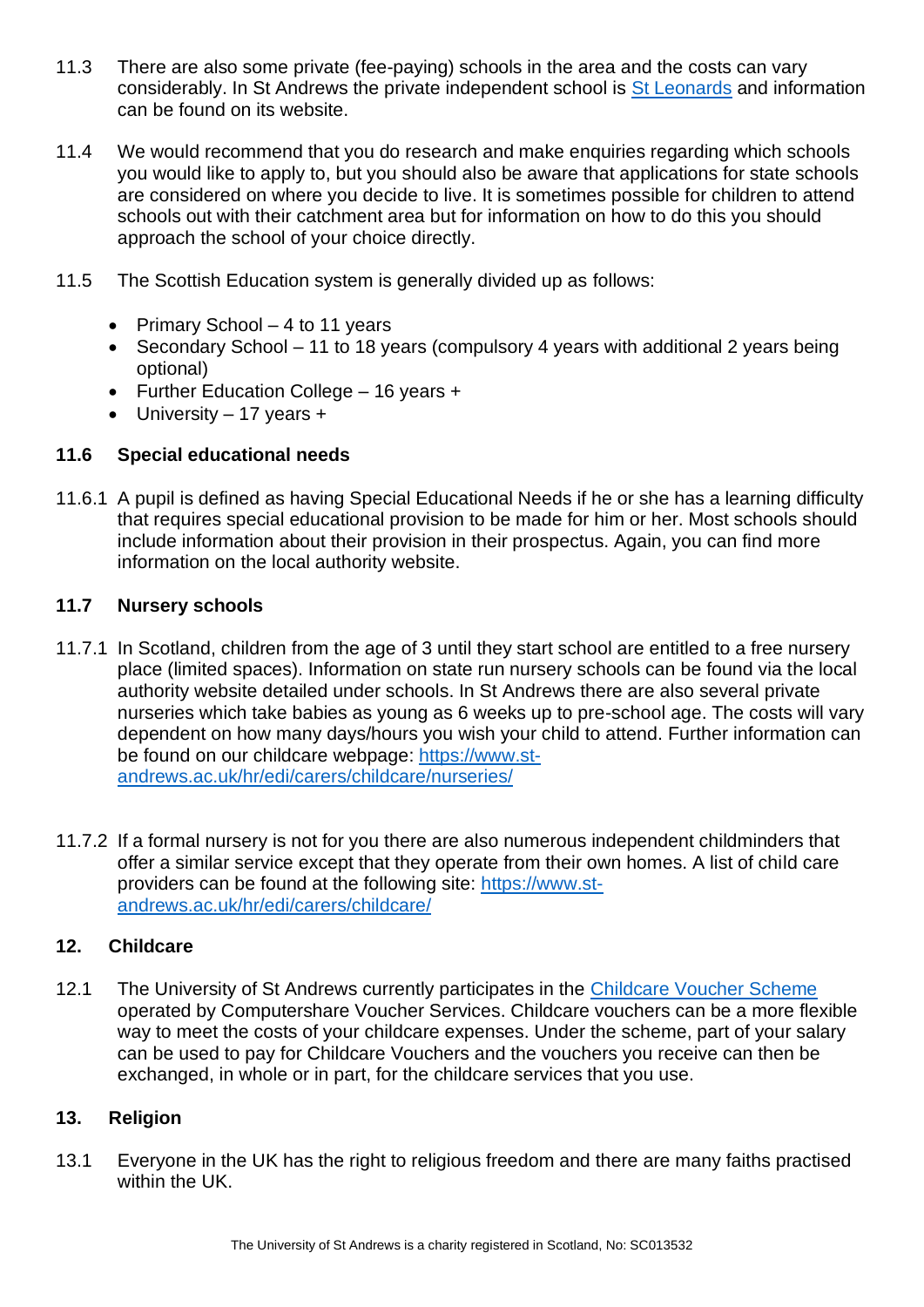11.3 There are also some private (fee-paying) schools in the area and the costs can vary considerably. In St Andrews the private independent school is [St Leonards]() and information can be found on its website.

11.4 We would recommend that you do research and make enquiries regarding which schools you would like to apply to, but you should also be aware that applications for state schools are considered on where you decide to live. It is sometimes possible for children to attend schools out with their catchment area but for information on how to do this you should approach the school of your choice directly.

11.5 The Scottish Education system is generally divided up as follows:

- Primary School – 4 to 11 years
- Secondary School – 11 to 18 years (compulsory 4 years with additional 2 years being optional)
- Further Education College – 16 years +
- University – 17 years +

### 11.6 Special educational needs

11.6.1 A pupil is defined as having Special Educational Needs if he or she has a learning difficulty that requires special educational provision to be made for him or her. Most schools should include information about their provision in their prospectus. Again, you can find more information on the local authority website.

### 11.7 Nursery schools

11.7.1 In Scotland, children from the age of 3 until they start school are entitled to a free nursery place (limited spaces). Information on state run nursery schools can be found via the local authority website detailed under schools. In St Andrews there are also several private nurseries which take babies as young as 6 weeks up to pre-school age. The costs will vary dependent on how many days/hours you wish your child to attend. Further information can be found on our childcare webpage: [https://www.st-andrews.ac.uk/hr/edi/carers/childcare/nurseries/](https://www.st-andrews.ac.uk/hr/edi/carers/childcare/nurseries/)

11.7.2 If a formal nursery is not for you there are also numerous independent childminders that offer a similar service except that they operate from their own homes. A list of child care providers can be found at the following site: [https://www.st-andrews.ac.uk/hr/edi/carers/childcare/](https://www.st-andrews.ac.uk/hr/edi/carers/childcare/)

## 12. Childcare

12.1 The University of St Andrews currently participates in the [Childcare Voucher Scheme]() operated by Computershare Voucher Services. Childcare vouchers can be a more flexible way to meet the costs of your childcare expenses. Under the scheme, part of your salary can be used to pay for Childcare Vouchers and the vouchers you receive can then be exchanged, in whole or in part, for the childcare services that you use.

## 13. Religion

13.1 Everyone in the UK has the right to religious freedom and there are many faiths practised within the UK.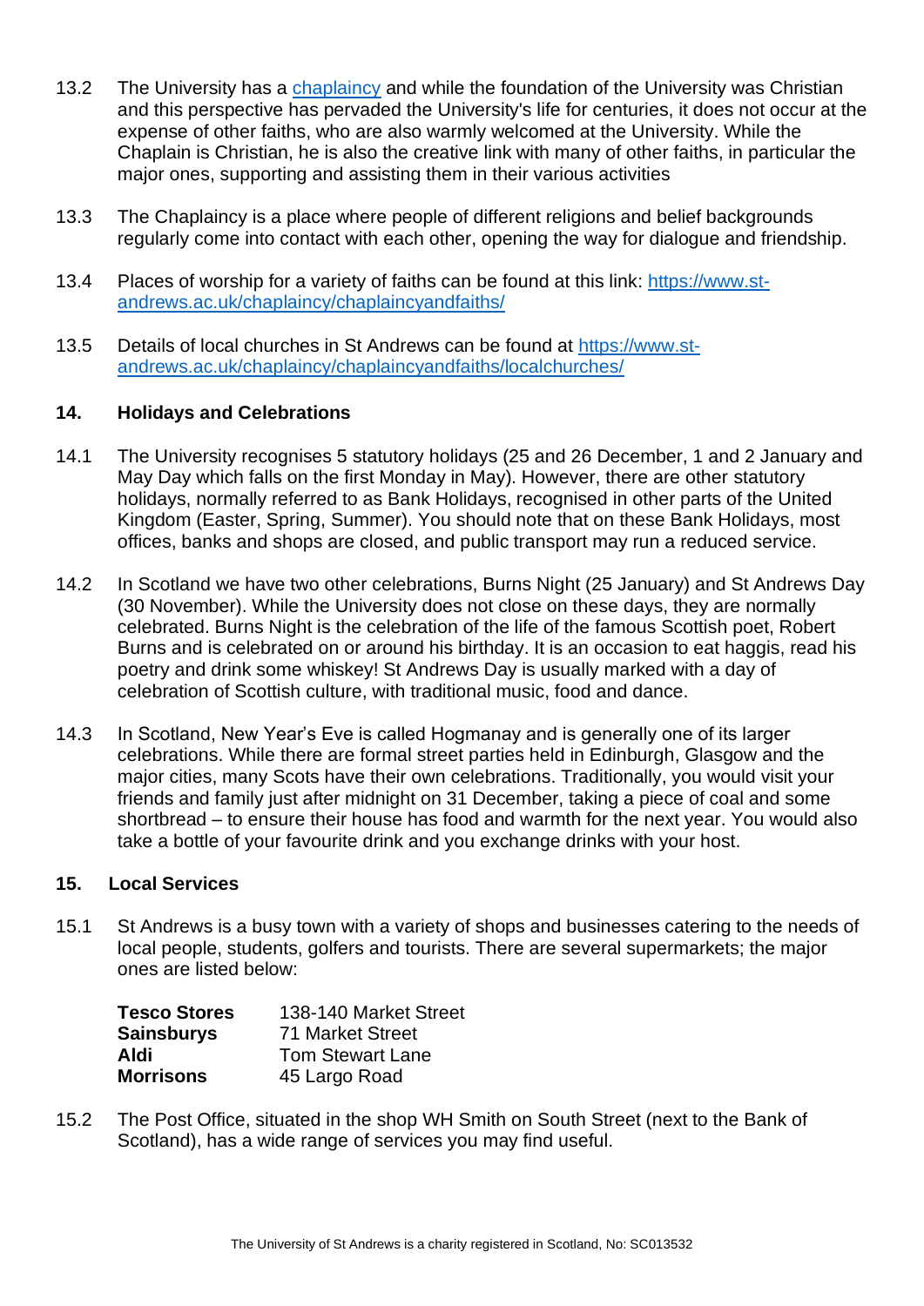13.2 The University has a [chaplaincy](https://www.st-andrews.ac.uk/chaplaincy/) and while the foundation of the University was Christian and this perspective has pervaded the University's life for centuries, it does not occur at the expense of other faiths, who are also warmly welcomed at the University. While the Chaplain is Christian, he is also the creative link with many of other faiths, in particular the major ones, supporting and assisting them in their various activities

13.3 The Chaplaincy is a place where people of different religions and belief backgrounds regularly come into contact with each other, opening the way for dialogue and friendship.

13.4 Places of worship for a variety of faiths can be found at this link: https://www.st-andrews.ac.uk/chaplaincy/chaplaincyandfaiths/

13.5 Details of local churches in St Andrews can be found at https://www.st-andrews.ac.uk/chaplaincy/chaplaincyandfaiths/localchurches/

## 14. Holidays and Celebrations

14.1 The University recognises 5 statutory holidays (25 and 26 December, 1 and 2 January and May Day which falls on the first Monday in May). However, there are other statutory holidays, normally referred to as Bank Holidays, recognised in other parts of the United Kingdom (Easter, Spring, Summer). You should note that on these Bank Holidays, most offices, banks and shops are closed, and public transport may run a reduced service.

14.2 In Scotland we have two other celebrations, Burns Night (25 January) and St Andrews Day (30 November). While the University does not close on these days, they are normally celebrated. Burns Night is the celebration of the life of the famous Scottish poet, Robert Burns and is celebrated on or around his birthday. It is an occasion to eat haggis, read his poetry and drink some whiskey! St Andrews Day is usually marked with a day of celebration of Scottish culture, with traditional music, food and dance.

14.3 In Scotland, New Year's Eve is called Hogmanay and is generally one of its larger celebrations. While there are formal street parties held in Edinburgh, Glasgow and the major cities, many Scots have their own celebrations. Traditionally, you would visit your friends and family just after midnight on 31 December, taking a piece of coal and some shortbread – to ensure their house has food and warmth for the next year. You would also take a bottle of your favourite drink and you exchange drinks with your host.

## 15. Local Services

15.1 St Andrews is a busy town with a variety of shops and businesses catering to the needs of local people, students, golfers and tourists. There are several supermarkets; the major ones are listed below:

| | |
|---|---|
| **Tesco Stores** | 138-140 Market Street |
| **Sainsburys** | 71 Market Street |
| **Aldi** | Tom Stewart Lane |
| **Morrisons** | 45 Largo Road |

15.2 The Post Office, situated in the shop WH Smith on South Street (next to the Bank of Scotland), has a wide range of services you may find useful.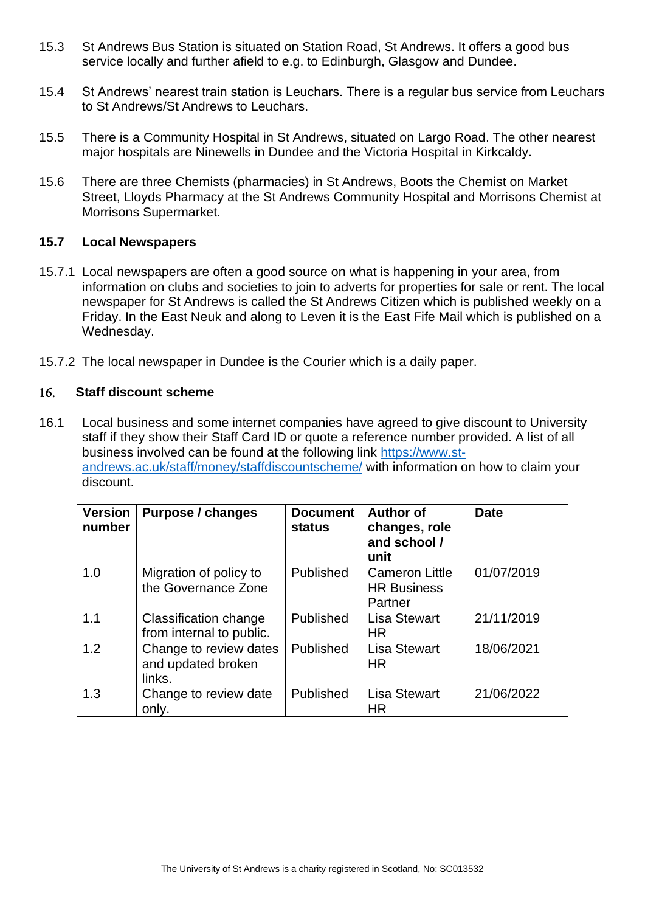15.3 St Andrews Bus Station is situated on Station Road, St Andrews. It offers a good bus service locally and further afield to e.g. to Edinburgh, Glasgow and Dundee.

15.4 St Andrews' nearest train station is Leuchars. There is a regular bus service from Leuchars to St Andrews/St Andrews to Leuchars.

15.5 There is a Community Hospital in St Andrews, situated on Largo Road. The other nearest major hospitals are Ninewells in Dundee and the Victoria Hospital in Kirkcaldy.

15.6 There are three Chemists (pharmacies) in St Andrews, Boots the Chemist on Market Street, Lloyds Pharmacy at the St Andrews Community Hospital and Morrisons Chemist at Morrisons Supermarket.

### 15.7 Local Newspapers

15.7.1 Local newspapers are often a good source on what is happening in your area, from information on clubs and societies to join to adverts for properties for sale or rent. The local newspaper for St Andrews is called the St Andrews Citizen which is published weekly on a Friday. In the East Neuk and along to Leven it is the East Fife Mail which is published on a Wednesday.

15.7.2 The local newspaper in Dundee is the Courier which is a daily paper.

## 16. Staff discount scheme

16.1 Local business and some internet companies have agreed to give discount to University staff if they show their Staff Card ID or quote a reference number provided. A list of all business involved can be found at the following link [https://www.st-andrews.ac.uk/staff/money/staffdiscountscheme/](https://www.st-andrews.ac.uk/staff/money/staffdiscountscheme/) with information on how to claim your discount.

| Version number | Purpose / changes | Document status | Author of changes, role and school / unit | Date |
|---|---|---|---|---|
| 1.0 | Migration of policy to the Governance Zone | Published | Cameron Little HR Business Partner | 01/07/2019 |
| 1.1 | Classification change from internal to public. | Published | Lisa Stewart HR | 21/11/2019 |
| 1.2 | Change to review dates and updated broken links. | Published | Lisa Stewart HR | 18/06/2021 |
| 1.3 | Change to review date only. | Published | Lisa Stewart HR | 21/06/2022 |